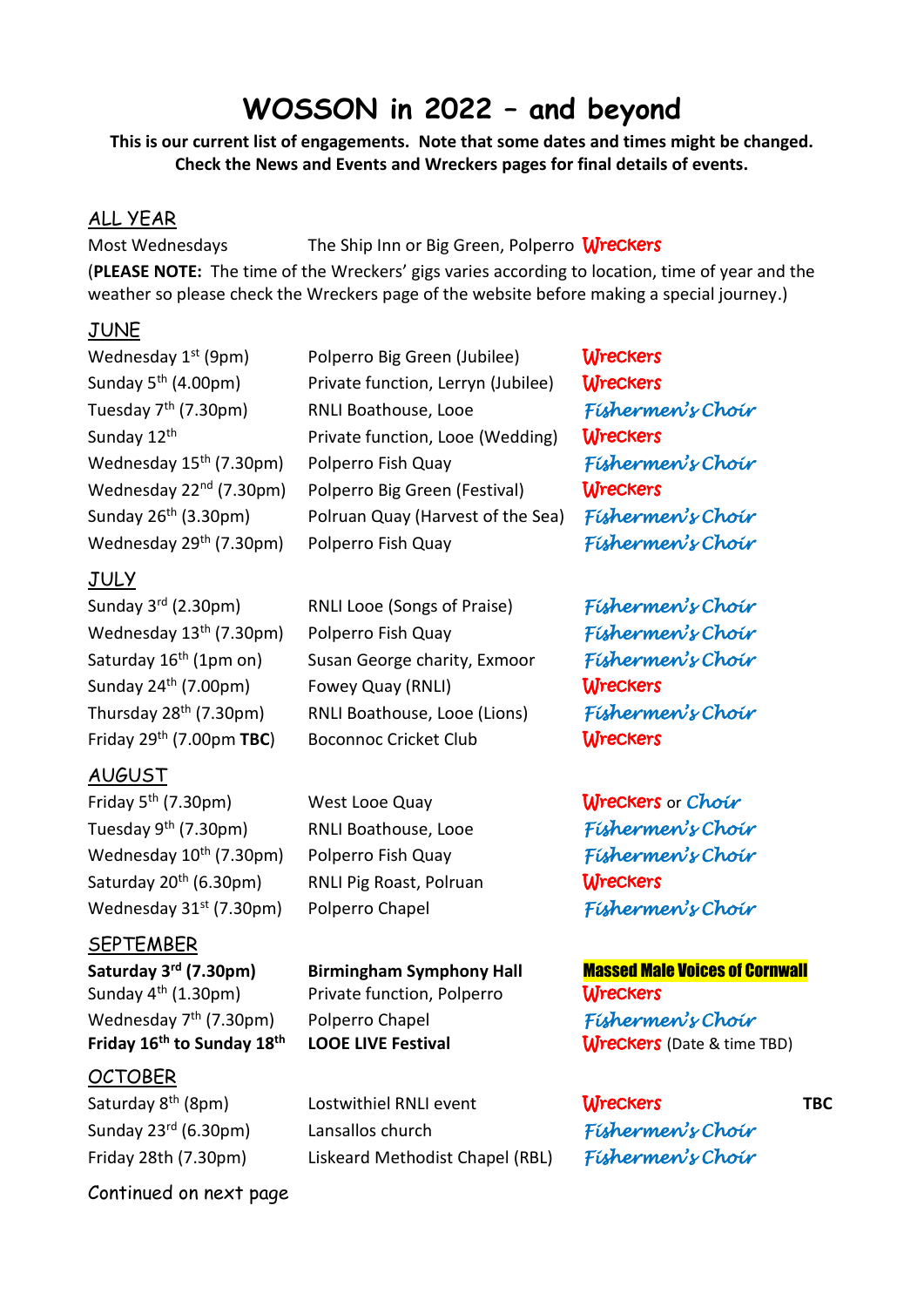# WOSSON in 2022 – and beyond

**This is our current list of engagements. Note that some dates and times might be changed. Check the News and Events and Wreckers pages for final details of events.**

## ALL YEAR

Most Wednesdays — The Ship Inn or Big Green, Polperro — Wreckers

(**PLEASE NOTE:** The time of the Wreckers' gigs varies according to location, time of year and the weather so please check the Wreckers page of the website before making a special journey.)

## JUNE

| Date | Venue | Performer |
|---|---|---|
| Wednesday 1st (9pm) | Polperro Big Green (Jubilee) | Wreckers |
| Sunday 5th (4.00pm) | Private function, Lerryn (Jubilee) | Wreckers |
| Tuesday 7th (7.30pm) | RNLI Boathouse, Looe | Fishermen's Choir |
| Sunday 12th | Private function, Looe (Wedding) | Wreckers |
| Wednesday 15th (7.30pm) | Polperro Fish Quay | Fishermen's Choir |
| Wednesday 22nd (7.30pm) | Polperro Big Green (Festival) | Wreckers |
| Sunday 26th (3.30pm) | Polruan Quay (Harvest of the Sea) | Fishermen's Choir |
| Wednesday 29th (7.30pm) | Polperro Fish Quay | Fishermen's Choir |

## JULY

| Date | Venue | Performer |
|---|---|---|
| Sunday 3rd (2.30pm) | RNLI Looe (Songs of Praise) | Fishermen's Choir |
| Wednesday 13th (7.30pm) | Polperro Fish Quay | Fishermen's Choir |
| Saturday 16th (1pm on) | Susan George charity, Exmoor | Fishermen's Choir |
| Sunday 24th (7.00pm) | Fowey Quay (RNLI) | Wreckers |
| Thursday 28th (7.30pm) | RNLI Boathouse, Looe (Lions) | Fishermen's Choir |
| Friday 29th (7.00pm **TBC**) | Boconnoc Cricket Club | Wreckers |

## AUGUST

| Date | Venue | Performer |
|---|---|---|
| Friday 5th (7.30pm) | West Looe Quay | Wreckers or Choir |
| Tuesday 9th (7.30pm) | RNLI Boathouse, Looe | Fishermen's Choir |
| Wednesday 10th (7.30pm) | Polperro Fish Quay | Fishermen's Choir |
| Saturday 20th (6.30pm) | RNLI Pig Roast, Polruan | Wreckers |
| Wednesday 31st (7.30pm) | Polperro Chapel | Fishermen's Choir |

## SEPTEMBER

| Date | Venue | Performer |
|---|---|---|
| **Saturday 3rd (7.30pm)** | **Birmingham Symphony Hall** | **Massed Male Voices of Cornwall** |
| Sunday 4th (1.30pm) | Private function, Polperro | Wreckers |
| Wednesday 7th (7.30pm) | Polperro Chapel | Fishermen's Choir |
| **Friday 16th to Sunday 18th** | **LOOE LIVE Festival** | Wreckers (Date & time TBD) |

## OCTOBER

| Date | Venue | Performer |
|---|---|---|
| Saturday 8th (8pm) | Lostwithiel RNLI event | Wreckers **TBC** |
| Sunday 23rd (6.30pm) | Lansallos church | Fishermen's Choir |
| Friday 28th (7.30pm) | Liskeard Methodist Chapel (RBL) | Fishermen's Choir |

Continued on next page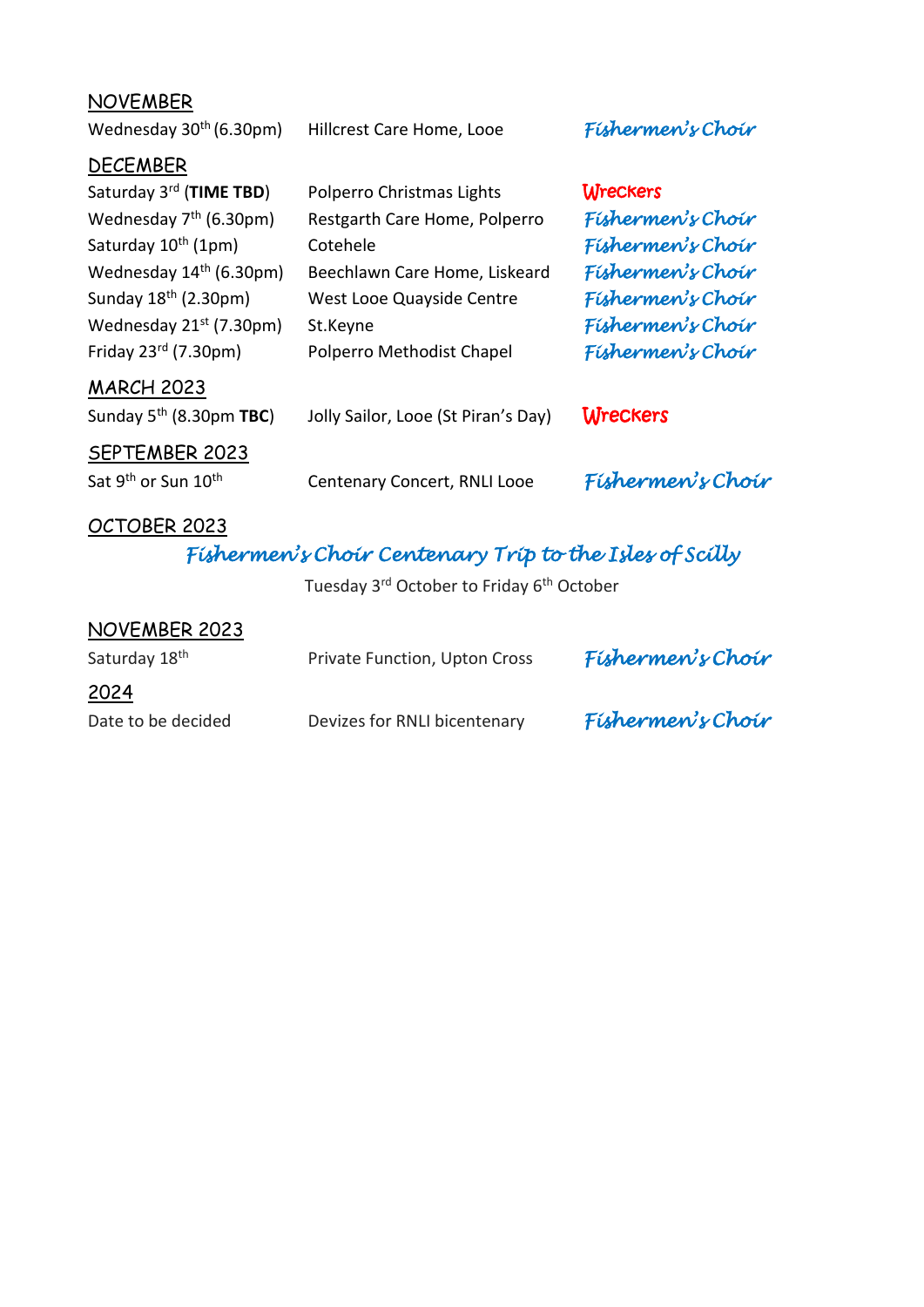NOVEMBER

| | | |
|---|---|---|
| Wednesday 30th (6.30pm) | Hillcrest Care Home, Looe | *Fishermen's Choir* |

DECEMBER

| | | |
|---|---|---|
| Saturday 3rd (**TIME TBD**) | Polperro Christmas Lights | Wreckers |
| Wednesday 7th (6.30pm) | Restgarth Care Home, Polperro | *Fishermen's Choir* |
| Saturday 10th (1pm) | Cotehele | *Fishermen's Choir* |
| Wednesday 14th (6.30pm) | Beechlawn Care Home, Liskeard | *Fishermen's Choir* |
| Sunday 18th (2.30pm) | West Looe Quayside Centre | *Fishermen's Choir* |
| Wednesday 21st (7.30pm) | St.Keyne | *Fishermen's Choir* |
| Friday 23rd (7.30pm) | Polperro Methodist Chapel | *Fishermen's Choir* |

MARCH 2023

| | | |
|---|---|---|
| Sunday 5th (8.30pm **TBC**) | Jolly Sailor, Looe (St Piran's Day) | Wreckers |

SEPTEMBER 2023

| | | |
|---|---|---|
| Sat 9th or Sun 10th | Centenary Concert, RNLI Looe | *Fishermen's Choir* |

OCTOBER 2023

*Fishermen's Choir Centenary Trip to the Isles of Scilly*

Tuesday 3rd October to Friday 6th October

NOVEMBER 2023

| | | |
|---|---|---|
| Saturday 18th | Private Function, Upton Cross | *Fishermen's Choir* |

2024

| | | |
|---|---|---|
| Date to be decided | Devizes for RNLI bicentenary | *Fishermen's Choir* |